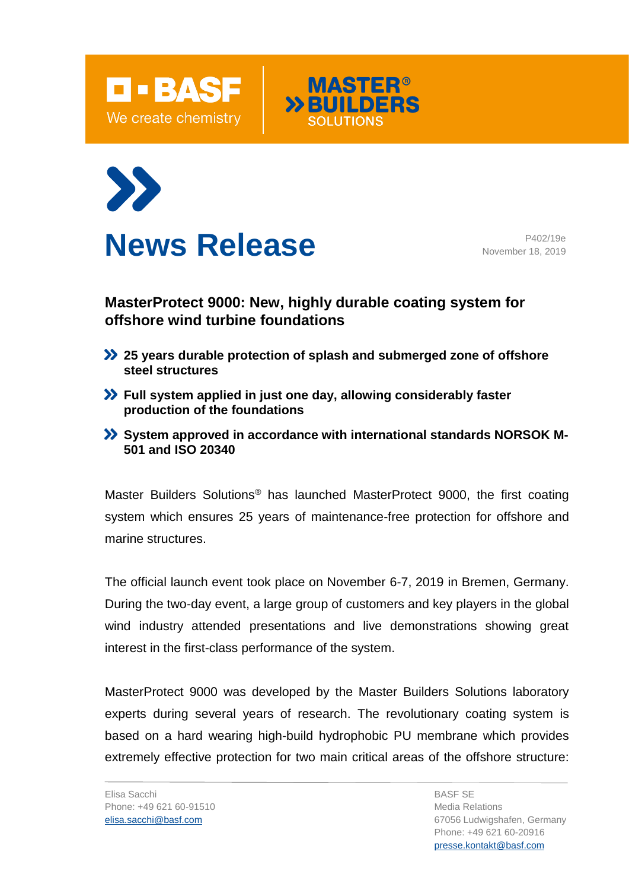# News Release

P402/19e
November 18, 2019

## MasterProtect 9000: New, highly durable coating system for offshore wind turbine foundations

- **25 years durable protection of splash and submerged zone of offshore steel structures**
- **Full system applied in just one day, allowing considerably faster production of the foundations**
- **System approved in accordance with international standards NORSOK M-501 and ISO 20340**

Master Builders Solutions® has launched MasterProtect 9000, the first coating system which ensures 25 years of maintenance-free protection for offshore and marine structures.

The official launch event took place on November 6-7, 2019 in Bremen, Germany. During the two-day event, a large group of customers and key players in the global wind industry attended presentations and live demonstrations showing great interest in the first-class performance of the system.

MasterProtect 9000 was developed by the Master Builders Solutions laboratory experts during several years of research. The revolutionary coating system is based on a hard wearing high-build hydrophobic PU membrane which provides extremely effective protection for two main critical areas of the offshore structure:

Elisa Sacchi
Phone: +49 621 60-91510
elisa.sacchi@basf.com

BASF SE
Media Relations
67056 Ludwigshafen, Germany
Phone: +49 621 60-20916
presse.kontakt@basf.com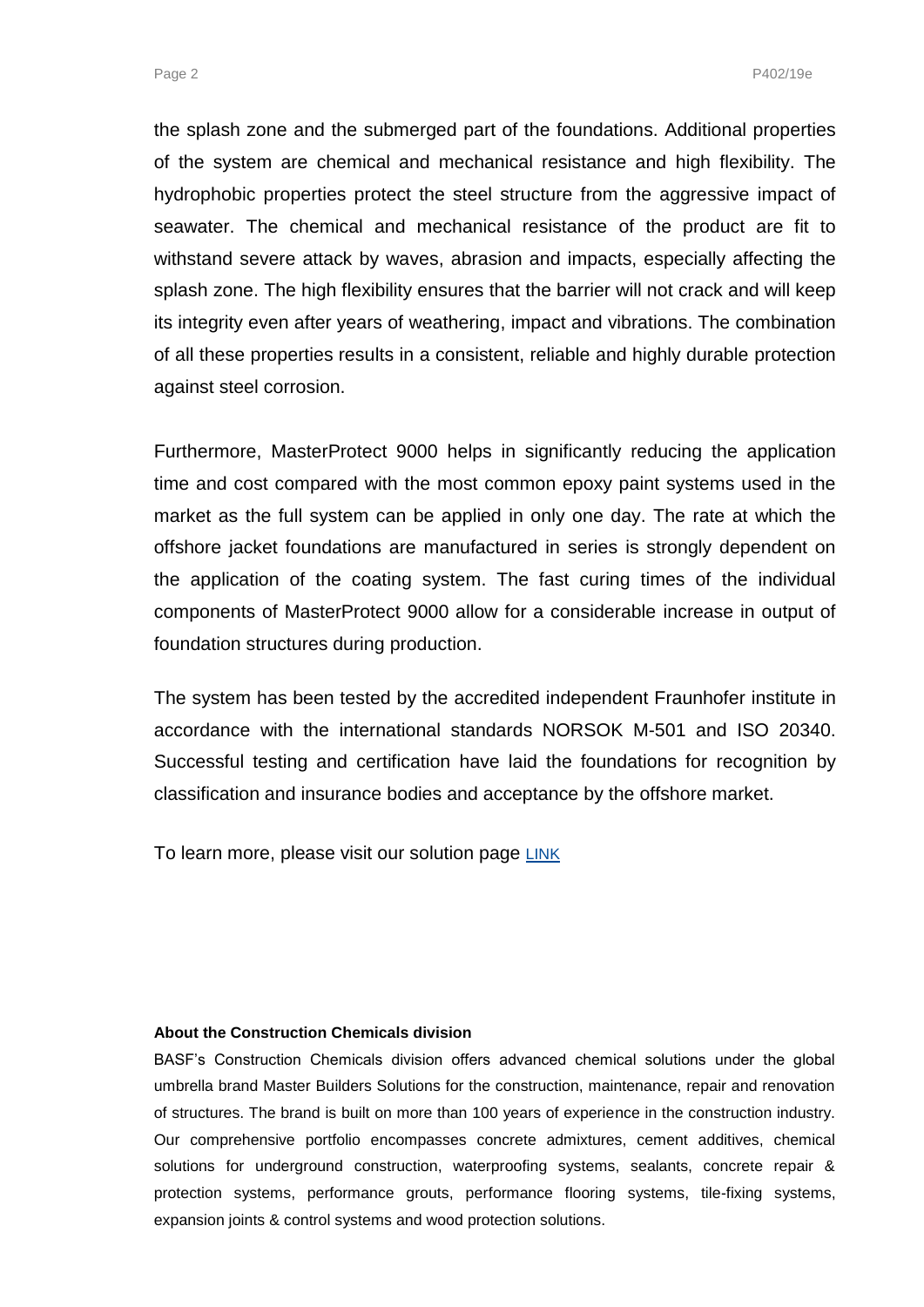the splash zone and the submerged part of the foundations. Additional properties of the system are chemical and mechanical resistance and high flexibility. The hydrophobic properties protect the steel structure from the aggressive impact of seawater. The chemical and mechanical resistance of the product are fit to withstand severe attack by waves, abrasion and impacts, especially affecting the splash zone. The high flexibility ensures that the barrier will not crack and will keep its integrity even after years of weathering, impact and vibrations. The combination of all these properties results in a consistent, reliable and highly durable protection against steel corrosion.

Furthermore, MasterProtect 9000 helps in significantly reducing the application time and cost compared with the most common epoxy paint systems used in the market as the full system can be applied in only one day. The rate at which the offshore jacket foundations are manufactured in series is strongly dependent on the application of the coating system. The fast curing times of the individual components of MasterProtect 9000 allow for a considerable increase in output of foundation structures during production.

The system has been tested by the accredited independent Fraunhofer institute in accordance with the international standards NORSOK M-501 and ISO 20340. Successful testing and certification have laid the foundations for recognition by classification and insurance bodies and acceptance by the offshore market.

To learn more, please visit our solution page LINK

**About the Construction Chemicals division**

BASF's Construction Chemicals division offers advanced chemical solutions under the global umbrella brand Master Builders Solutions for the construction, maintenance, repair and renovation of structures. The brand is built on more than 100 years of experience in the construction industry. Our comprehensive portfolio encompasses concrete admixtures, cement additives, chemical solutions for underground construction, waterproofing systems, sealants, concrete repair & protection systems, performance grouts, performance flooring systems, tile-fixing systems, expansion joints & control systems and wood protection solutions.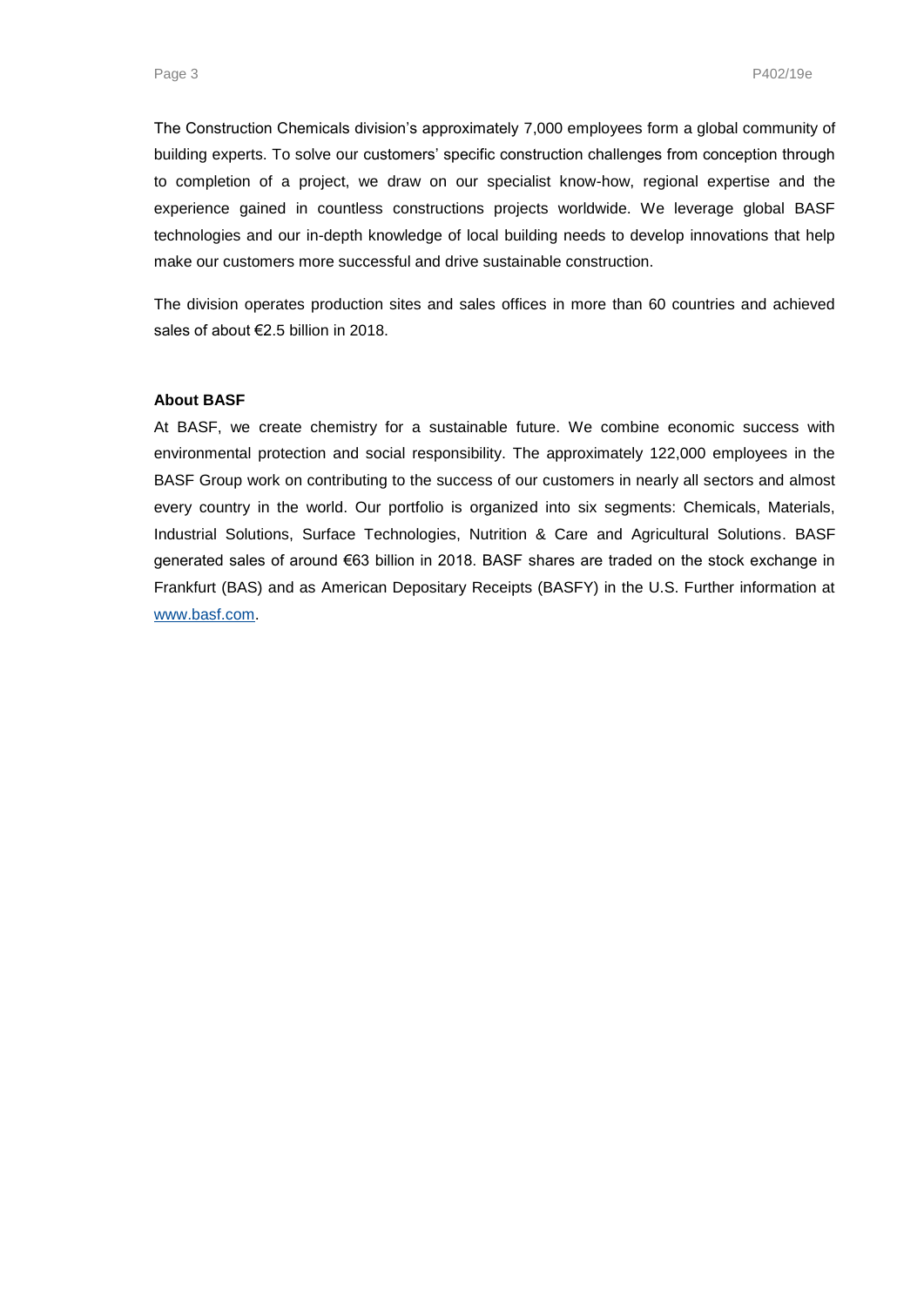The Construction Chemicals division's approximately 7,000 employees form a global community of building experts. To solve our customers' specific construction challenges from conception through to completion of a project, we draw on our specialist know-how, regional expertise and the experience gained in countless constructions projects worldwide. We leverage global BASF technologies and our in-depth knowledge of local building needs to develop innovations that help make our customers more successful and drive sustainable construction.

The division operates production sites and sales offices in more than 60 countries and achieved sales of about €2.5 billion in 2018.

**About BASF**

At BASF, we create chemistry for a sustainable future. We combine economic success with environmental protection and social responsibility. The approximately 122,000 employees in the BASF Group work on contributing to the success of our customers in nearly all sectors and almost every country in the world. Our portfolio is organized into six segments: Chemicals, Materials, Industrial Solutions, Surface Technologies, Nutrition & Care and Agricultural Solutions. BASF generated sales of around €63 billion in 2018. BASF shares are traded on the stock exchange in Frankfurt (BAS) and as American Depositary Receipts (BASFY) in the U.S. Further information at [www.basf.com](http://www.basf.com).